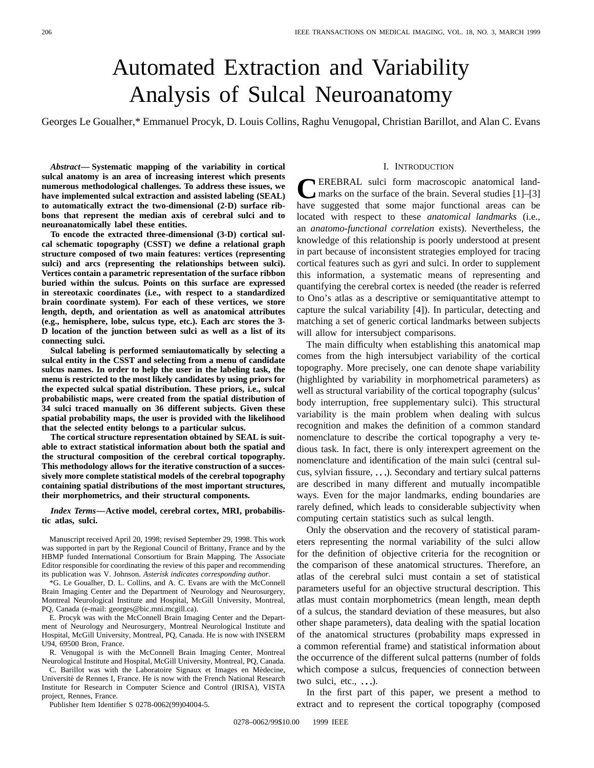# Automated Extraction and Variability Analysis of Sulcal Neuroanatomy

Georges Le Goualher,* Emmanuel Procyk, D. Louis Collins, Raghu Venugopal, Christian Barillot, and Alan C. Evans

***Abstract*— Systematic mapping of the variability in cortical sulcal anatomy is an area of increasing interest which presents numerous methodological challenges. To address these issues, we have implemented sulcal extraction and assisted labeling (SEAL) to automatically extract the two-dimensional (2-D) surface ribbons that represent the median axis of cerebral sulci and to neuroanatomically label these entities.**

**To encode the extracted three-dimensional (3-D) cortical sulcal schematic topography (CSST) we define a relational graph structure composed of two main features: vertices (representing sulci) and arcs (representing the relationships between sulci). Vertices contain a parametric representation of the surface ribbon buried within the sulcus. Points on this surface are expressed in stereotaxic coordinates (i.e., with respect to a standardized brain coordinate system). For each of these vertices, we store length, depth, and orientation as well as anatomical attributes (e.g., hemisphere, lobe, sulcus type, etc.). Each arc stores the 3-D location of the junction between sulci as well as a list of its connecting sulci.**

**Sulcal labeling is performed semiautomatically by selecting a sulcal entity in the CSST and selecting from a menu of candidate sulcus names. In order to help the user in the labeling task, the menu is restricted to the most likely candidates by using priors for the expected sulcal spatial distribution. These priors, i.e., sulcal probabilistic maps, were created from the spatial distribution of 34 sulci traced manually on 36 different subjects. Given these spatial probability maps, the user is provided with the likelihood that the selected entity belongs to a particular sulcus.**

**The cortical structure representation obtained by SEAL is suitable to extract statistical information about both the spatial and the structural composition of the cerebral cortical topography. This methodology allows for the iterative construction of a successively more complete statistical models of the cerebral topography containing spatial distributions of the most important structures, their morphometrics, and their structural components.**

***Index Terms*—Active model, cerebral cortex, MRI, probabilistic atlas, sulci.**

Manuscript received April 20, 1998; revised September 29, 1998. This work was supported in part by the Regional Council of Brittany, France and by the HBMP funded International Consortium for Brain Mapping. The Associate Editor responsible for coordinating the review of this paper and recommending its publication was V. Johnson. *Asterisk indicates corresponding author.*

*G. Le Goualher, D. L. Collins, and A. C. Evans are with the McConnell Brain Imaging Center and the Department of Neurology and Neurosurgery, Montreal Neurological Institute and Hospital, McGill University, Montreal, PQ, Canada (e-mail: georges@bic.mni.mcgill.ca).

E. Procyk was with the McConnell Brain Imaging Center and the Department of Neurology and Neurosurgery, Montreal Neurological Institute and Hospital, McGill University, Montreal, PQ, Canada. He is now with INSERM U94, 69500 Bron, France.

R. Venugopal is with the McConnell Brain Imaging Center, Montreal Neurological Institute and Hospital, McGill University, Montreal, PQ, Canada.

C. Barillot was with the Laboratoire Signaux et Images en Médecine, Université de Rennes I, France. He is now with the French National Research Institute for Research in Computer Science and Control (IRISA), VISTA project, Rennes, France.

Publisher Item Identifier S 0278-0062(99)04004-5.

## I. Introduction

Cerebral sulci form macroscopic anatomical landmarks on the surface of the brain. Several studies [1]–[3] have suggested that some major functional areas can be located with respect to these *anatomical landmarks* (i.e., an *anatomo-functional correlation* exists). Nevertheless, the knowledge of this relationship is poorly understood at present in part because of inconsistent strategies employed for tracing cortical features such as gyri and sulci. In order to supplement this information, a systematic means of representing and quantifying the cerebral cortex is needed (the reader is referred to Ono's atlas as a descriptive or semiquantitative attempt to capture the sulcal variability [4]). In particular, detecting and matching a set of generic cortical landmarks between subjects will allow for intersubject comparisons.

The main difficulty when establishing this anatomical map comes from the high intersubject variability of the cortical topography. More precisely, one can denote shape variability (highlighted by variability in morphometrical parameters) as well as structural variability of the cortical topography (sulcus' body interruption, free supplementary sulci). This structural variability is the main problem when dealing with sulcus recognition and makes the definition of a common standard nomenclature to describe the cortical topography a very tedious task. In fact, there is only interexpert agreement on the nomenclature and identification of the main sulci (central sulcus, sylvian fissure, …). Secondary and tertiary sulcal patterns are described in many different and mutually incompatible ways. Even for the major landmarks, ending boundaries are rarely defined, which leads to considerable subjectivity when computing certain statistics such as sulcal length.

Only the observation and the recovery of statistical parameters representing the normal variability of the sulci allow for the definition of objective criteria for the recognition or the comparison of these anatomical structures. Therefore, an atlas of the cerebral sulci must contain a set of statistical parameters useful for an objective structural description. This atlas must contain morphometrics (mean length, mean depth of a sulcus, the standard deviation of these measures, but also other shape parameters), data dealing with the spatial location of the anatomical structures (probability maps expressed in a common referential frame) and statistical information about the occurrence of the different sulcal patterns (number of folds which compose a sulcus, frequencies of connection between two sulci, etc., …).

In the first part of this paper, we present a method to extract and to represent the cortical topography (composed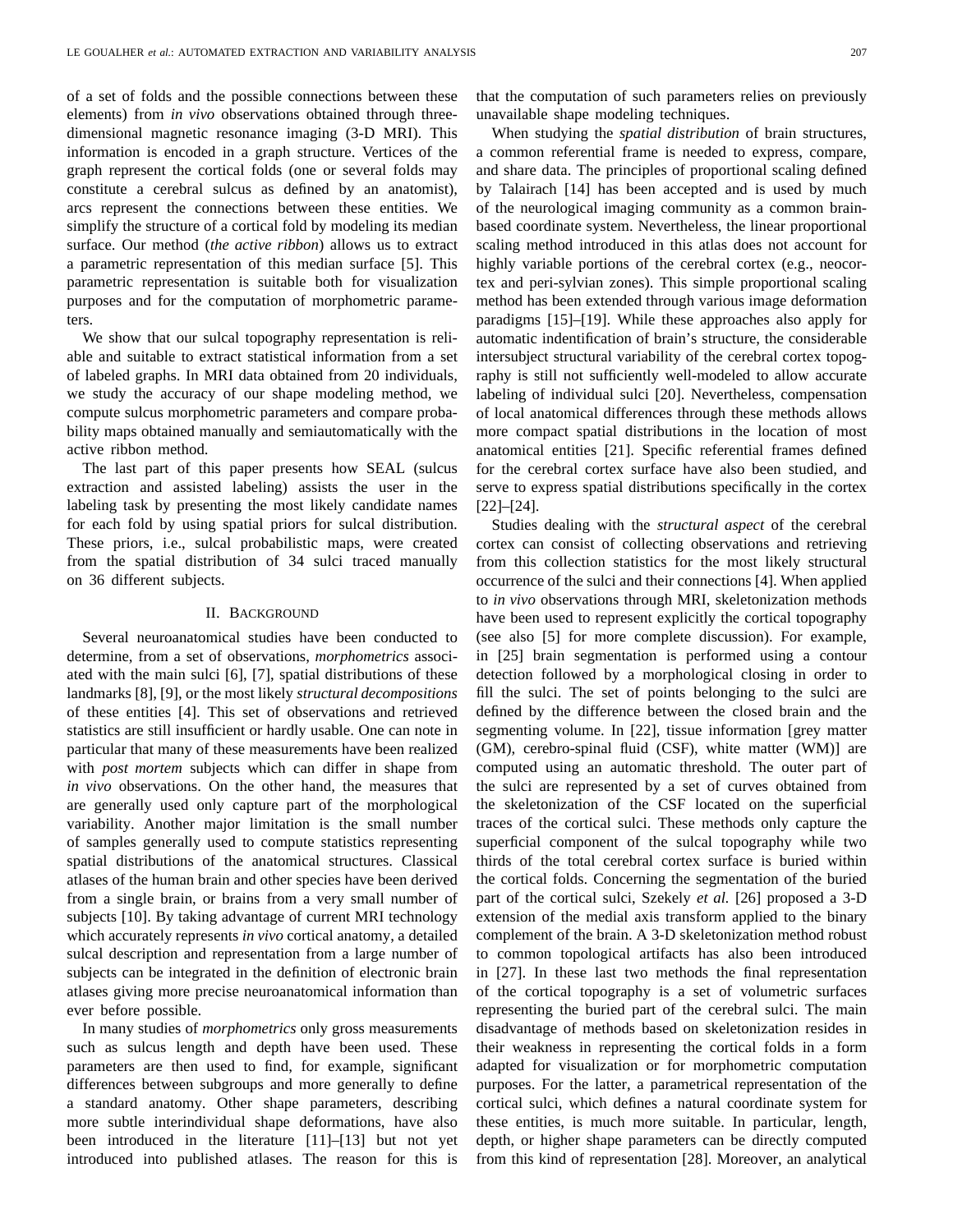of a set of folds and the possible connections between these elements) from *in vivo* observations obtained through three-dimensional magnetic resonance imaging (3-D MRI). This information is encoded in a graph structure. Vertices of the graph represent the cortical folds (one or several folds may constitute a cerebral sulcus as defined by an anatomist), arcs represent the connections between these entities. We simplify the structure of a cortical fold by modeling its median surface. Our method (*the active ribbon*) allows us to extract a parametric representation of this median surface [5]. This parametric representation is suitable both for visualization purposes and for the computation of morphometric parameters.

We show that our sulcal topography representation is reliable and suitable to extract statistical information from a set of labeled graphs. In MRI data obtained from 20 individuals, we study the accuracy of our shape modeling method, we compute sulcus morphometric parameters and compare probability maps obtained manually and semiautomatically with the active ribbon method.

The last part of this paper presents how SEAL (sulcus extraction and assisted labeling) assists the user in the labeling task by presenting the most likely candidate names for each fold by using spatial priors for sulcal distribution. These priors, i.e., sulcal probabilistic maps, were created from the spatial distribution of 34 sulci traced manually on 36 different subjects.

## II. Background

Several neuroanatomical studies have been conducted to determine, from a set of observations, *morphometrics* associated with the main sulci [6], [7], spatial distributions of these landmarks [8], [9], or the most likely *structural decompositions* of these entities [4]. This set of observations and retrieved statistics are still insufficient or hardly usable. One can note in particular that many of these measurements have been realized with *post mortem* subjects which can differ in shape from *in vivo* observations. On the other hand, the measures that are generally used only capture part of the morphological variability. Another major limitation is the small number of samples generally used to compute statistics representing spatial distributions of the anatomical structures. Classical atlases of the human brain and other species have been derived from a single brain, or brains from a very small number of subjects [10]. By taking advantage of current MRI technology which accurately represents *in vivo* cortical anatomy, a detailed sulcal description and representation from a large number of subjects can be integrated in the definition of electronic brain atlases giving more precise neuroanatomical information than ever before possible.

In many studies of *morphometrics* only gross measurements such as sulcus length and depth have been used. These parameters are then used to find, for example, significant differences between subgroups and more generally to define a standard anatomy. Other shape parameters, describing more subtle interindividual shape deformations, have also been introduced in the literature [11]–[13] but not yet introduced into published atlases. The reason for this is that the computation of such parameters relies on previously unavailable shape modeling techniques.

When studying the *spatial distribution* of brain structures, a common referential frame is needed to express, compare, and share data. The principles of proportional scaling defined by Talairach [14] has been accepted and is used by much of the neurological imaging community as a common brain-based coordinate system. Nevertheless, the linear proportional scaling method introduced in this atlas does not account for highly variable portions of the cerebral cortex (e.g., neocortex and peri-sylvian zones). This simple proportional scaling method has been extended through various image deformation paradigms [15]–[19]. While these approaches also apply for automatic indentification of brain's structure, the considerable intersubject structural variability of the cerebral cortex topography is still not sufficiently well-modeled to allow accurate labeling of individual sulci [20]. Nevertheless, compensation of local anatomical differences through these methods allows more compact spatial distributions in the location of most anatomical entities [21]. Specific referential frames defined for the cerebral cortex surface have also been studied, and serve to express spatial distributions specifically in the cortex [22]–[24].

Studies dealing with the *structural aspect* of the cerebral cortex can consist of collecting observations and retrieving from this collection statistics for the most likely structural occurrence of the sulci and their connections [4]. When applied to *in vivo* observations through MRI, skeletonization methods have been used to represent explicitly the cortical topography (see also [5] for more complete discussion). For example, in [25] brain segmentation is performed using a contour detection followed by a morphological closing in order to fill the sulci. The set of points belonging to the sulci are defined by the difference between the closed brain and the segmenting volume. In [22], tissue information [grey matter (GM), cerebro-spinal fluid (CSF), white matter (WM)] are computed using an automatic threshold. The outer part of the sulci are represented by a set of curves obtained from the skeletonization of the CSF located on the superficial traces of the cortical sulci. These methods only capture the superficial component of the sulcal topography while two thirds of the total cerebral cortex surface is buried within the cortical folds. Concerning the segmentation of the buried part of the cortical sulci, Szekely *et al.* [26] proposed a 3-D extension of the medial axis transform applied to the binary complement of the brain. A 3-D skeletonization method robust to common topological artifacts has also been introduced in [27]. In these last two methods the final representation of the cortical topography is a set of volumetric surfaces representing the buried part of the cerebral sulci. The main disadvantage of methods based on skeletonization resides in their weakness in representing the cortical folds in a form adapted for visualization or for morphometric computation purposes. For the latter, a parametrical representation of the cortical sulci, which defines a natural coordinate system for these entities, is much more suitable. In particular, length, depth, or higher shape parameters can be directly computed from this kind of representation [28]. Moreover, an analytical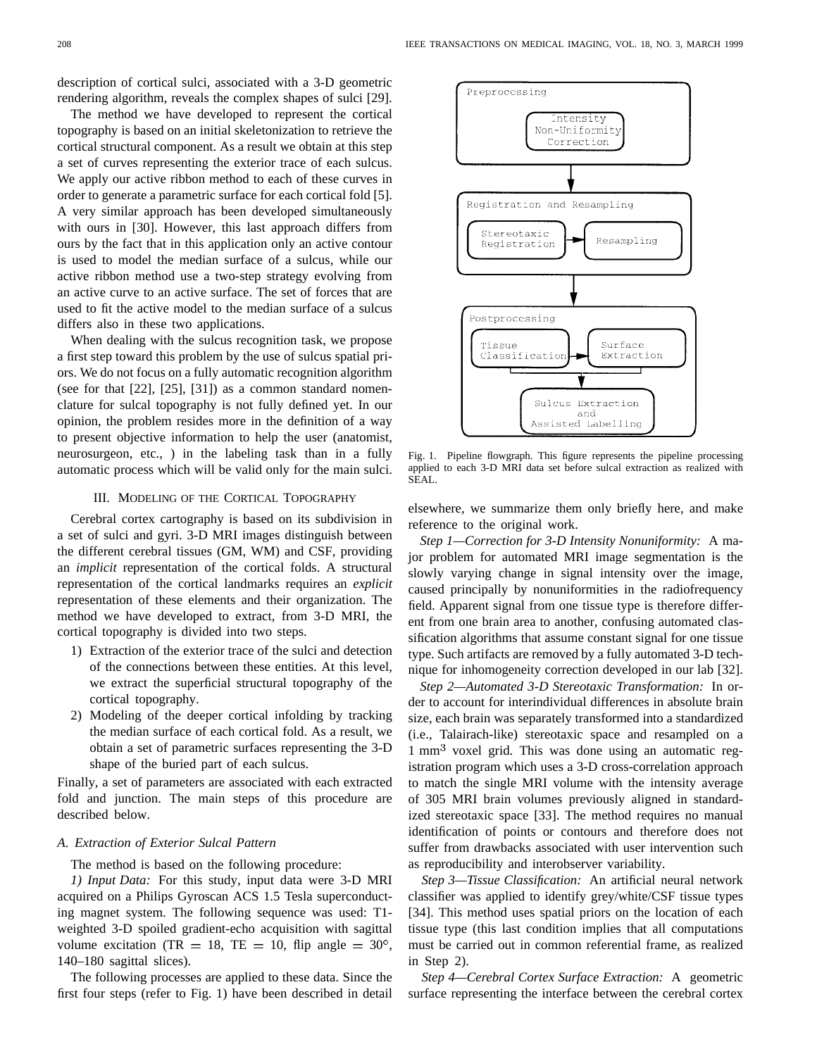description of cortical sulci, associated with a 3-D geometric rendering algorithm, reveals the complex shapes of sulci [29].

The method we have developed to represent the cortical topography is based on an initial skeletonization to retrieve the cortical structural component. As a result we obtain at this step a set of curves representing the exterior trace of each sulcus. We apply our active ribbon method to each of these curves in order to generate a parametric surface for each cortical fold [5]. A very similar approach has been developed simultaneously with ours in [30]. However, this last approach differs from ours by the fact that in this application only an active contour is used to model the median surface of a sulcus, while our active ribbon method use a two-step strategy evolving from an active curve to an active surface. The set of forces that are used to fit the active model to the median surface of a sulcus differs also in these two applications.

When dealing with the sulcus recognition task, we propose a first step toward this problem by the use of sulcus spatial priors. We do not focus on a fully automatic recognition algorithm (see for that [22], [25], [31]) as a common standard nomenclature for sulcal topography is not fully defined yet. In our opinion, the problem resides more in the definition of a way to present objective information to help the user (anatomist, neurosurgeon, etc., ) in the labeling task than in a fully automatic process which will be valid only for the main sulci.

## III. Modeling of the Cortical Topography

Cerebral cortex cartography is based on its subdivision in a set of sulci and gyri. 3-D MRI images distinguish between the different cerebral tissues (GM, WM) and CSF, providing an *implicit* representation of the cortical folds. A structural representation of the cortical landmarks requires an *explicit* representation of these elements and their organization. The method we have developed to extract, from 3-D MRI, the cortical topography is divided into two steps.

1) Extraction of the exterior trace of the sulci and detection of the connections between these entities. At this level, we extract the superficial structural topography of the cortical topography.
2) Modeling of the deeper cortical infolding by tracking the median surface of each cortical fold. As a result, we obtain a set of parametric surfaces representing the 3-D shape of the buried part of each sulcus.

Finally, a set of parameters are associated with each extracted fold and junction. The main steps of this procedure are described below.

### A. Extraction of Exterior Sulcal Pattern

The method is based on the following procedure:

*1) Input Data:* For this study, input data were 3-D MRI acquired on a Philips Gyroscan ACS 1.5 Tesla superconducting magnet system. The following sequence was used: T1-weighted 3-D spoiled gradient-echo acquisition with sagittal volume excitation (TR $= 18$, TE $= 10$, flip angle $= 30°$, 140–180 sagittal slices).

The following processes are applied to these data. Since the first four steps (refer to Fig. 1) have been described in detail elsewhere, we summarize them only briefly here, and make reference to the original work.

Fig. 1. Pipeline flowgraph. This figure represents the pipeline processing applied to each 3-D MRI data set before sulcal extraction as realized with SEAL.

*Step 1—Correction for 3-D Intensity Nonuniformity:* A major problem for automated MRI image segmentation is the slowly varying change in signal intensity over the image, caused principally by nonuniformities in the radiofrequency field. Apparent signal from one tissue type is therefore different from one brain area to another, confusing automated classification algorithms that assume constant signal for one tissue type. Such artifacts are removed by a fully automated 3-D technique for inhomogeneity correction developed in our lab [32].

*Step 2—Automated 3-D Stereotaxic Transformation:* In order to account for interindividual differences in absolute brain size, each brain was separately transformed into a standardized (i.e., Talairach-like) stereotaxic space and resampled on a 1 $mm^3$ voxel grid. This was done using an automatic registration program which uses a 3-D cross-correlation approach to match the single MRI volume with the intensity average of 305 MRI brain volumes previously aligned in standardized stereotaxic space [33]. The method requires no manual identification of points or contours and therefore does not suffer from drawbacks associated with user intervention such as reproducibility and interobserver variability.

*Step 3—Tissue Classification:* An artificial neural network classifier was applied to identify grey/white/CSF tissue types [34]. This method uses spatial priors on the location of each tissue type (this last condition implies that all computations must be carried out in common referential frame, as realized in Step 2).

*Step 4—Cerebral Cortex Surface Extraction:* A geometric surface representing the interface between the cerebral cortex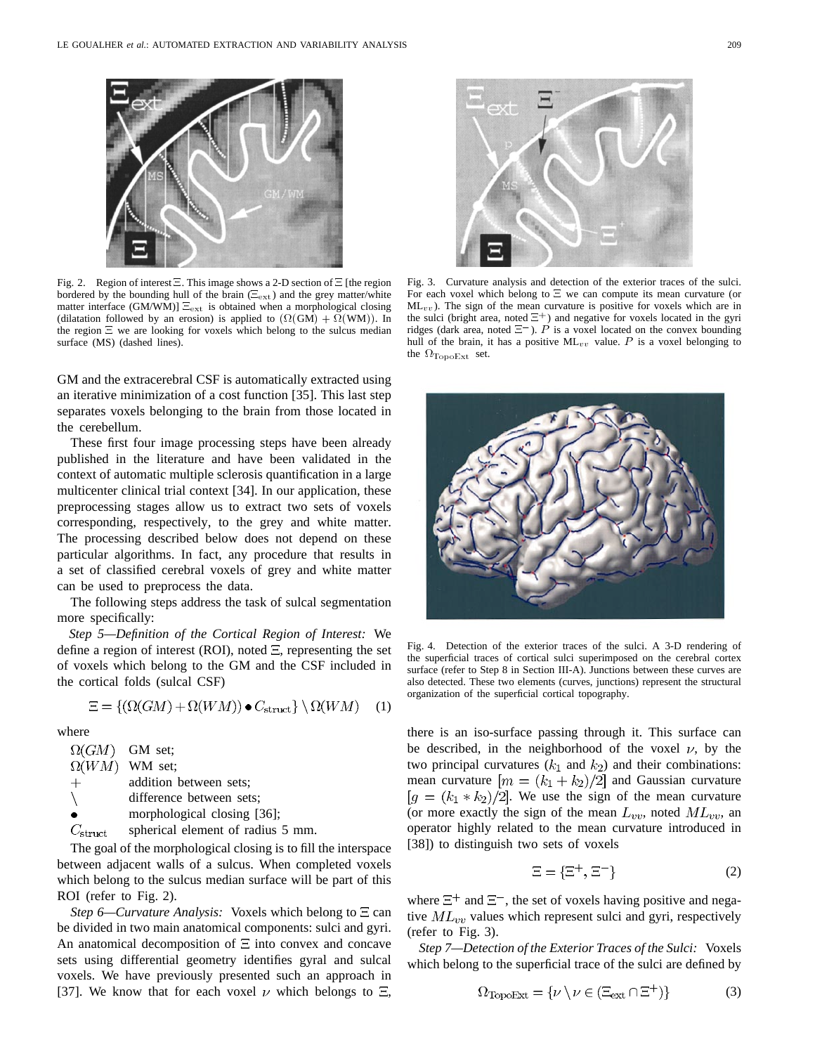Fig. 2. Region of interest $\Xi$. This image shows a 2-D section of $\Xi$ [the region bordered by the bounding hull of the brain ($\Xi_{\text{ext}}$) and the grey matter/white matter interface (GM/WM)] $\Xi_{\text{ext}}$ is obtained when a morphological closing (dilatation followed by an erosion) is applied to $(\Omega(\text{GM}) + \Omega(\text{WM}))$. In the region $\Xi$ we are looking for voxels which belong to the sulcus median surface (MS) (dashed lines).

Fig. 3. Curvature analysis and detection of the exterior traces of the sulci. For each voxel which belong to $\Xi$ we can compute its mean curvature (or $\text{ML}_{vv}$). The sign of the mean curvature is positive for voxels which are in the sulci (bright area, noted $\Xi^{+}$) and negative for voxels located in the gyri ridges (dark area, noted $\Xi^{-}$). $P$ is a voxel located on the convex bounding hull of the brain, it has a positive $\text{ML}_{vv}$ value. $P$ is a voxel belonging to the $\Omega_{\text{TopoExt}}$ set.

GM and the extracerebral CSF is automatically extracted using an iterative minimization of a cost function [35]. This last step separates voxels belonging to the brain from those located in the cerebellum.

These first four image processing steps have been already published in the literature and have been validated in the context of automatic multiple sclerosis quantification in a large multicenter clinical trial context [34]. In our application, these preprocessing stages allow us to extract two sets of voxels corresponding, respectively, to the grey and white matter. The processing described below does not depend on these particular algorithms. In fact, any procedure that results in a set of classified cerebral voxels of grey and white matter can be used to preprocess the data.

The following steps address the task of sulcal segmentation more specifically:

*Step 5—Definition of the Cortical Region of Interest:* We define a region of interest (ROI), noted $\Xi$, representing the set of voxels which belong to the GM and the CSF included in the cortical folds (sulcal CSF)

$$\Xi = \{(\Omega(GM) + \Omega(WM)) \bullet C_{\text{struct}}\} \setminus \Omega(WM) \quad (1)$$

where

- $\Omega(GM)$ GM set;
- $\Omega(WM)$ WM set;
- $+$ addition between sets;
- $\setminus$ difference between sets;
- $\bullet$ morphological closing [36];
- $C_{\text{struct}}$ spherical element of radius 5 mm.

The goal of the morphological closing is to fill the interspace between adjacent walls of a sulcus. When completed voxels which belong to the sulcus median surface will be part of this ROI (refer to Fig. 2).

*Step 6—Curvature Analysis:* Voxels which belong to $\Xi$ can be divided in two main anatomical components: sulci and gyri. An anatomical decomposition of $\Xi$ into convex and concave sets using differential geometry identifies gyral and sulcal voxels. We have previously presented such an approach in [37]. We know that for each voxel $\nu$ which belongs to $\Xi$, there is an iso-surface passing through it. This surface can be described, in the neighborhood of the voxel $\nu$, by the two principal curvatures ($k_1$ and $k_2$) and their combinations: mean curvature $[m = (k_1 + k_2)/2]$ and Gaussian curvature $[g = (k_1 * k_2)/2]$. We use the sign of the mean curvature (or more exactly the sign of the mean $L_{vv}$, noted $ML_{vv}$, an operator highly related to the mean curvature introduced in [38]) to distinguish two sets of voxels

$$\Xi = \{\Xi^{+}, \Xi^{-}\} \quad (2)$$

where $\Xi^{+}$ and $\Xi^{-}$, the set of voxels having positive and negative $ML_{vv}$ values which represent sulci and gyri, respectively (refer to Fig. 3).

Fig. 4. Detection of the exterior traces of the sulci. A 3-D rendering of the superficial traces of cortical sulci superimposed on the cerebral cortex surface (refer to Step 8 in Section III-A). Junctions between these curves are also detected. These two elements (curves, junctions) represent the structural organization of the superficial cortical topography.

*Step 7—Detection of the Exterior Traces of the Sulci:* Voxels which belong to the superficial trace of the sulci are defined by

$$\Omega_{\text{TopoExt}} = \{\nu \setminus \nu \in (\Xi_{\text{ext}} \cap \Xi^{+})\} \quad (3)$$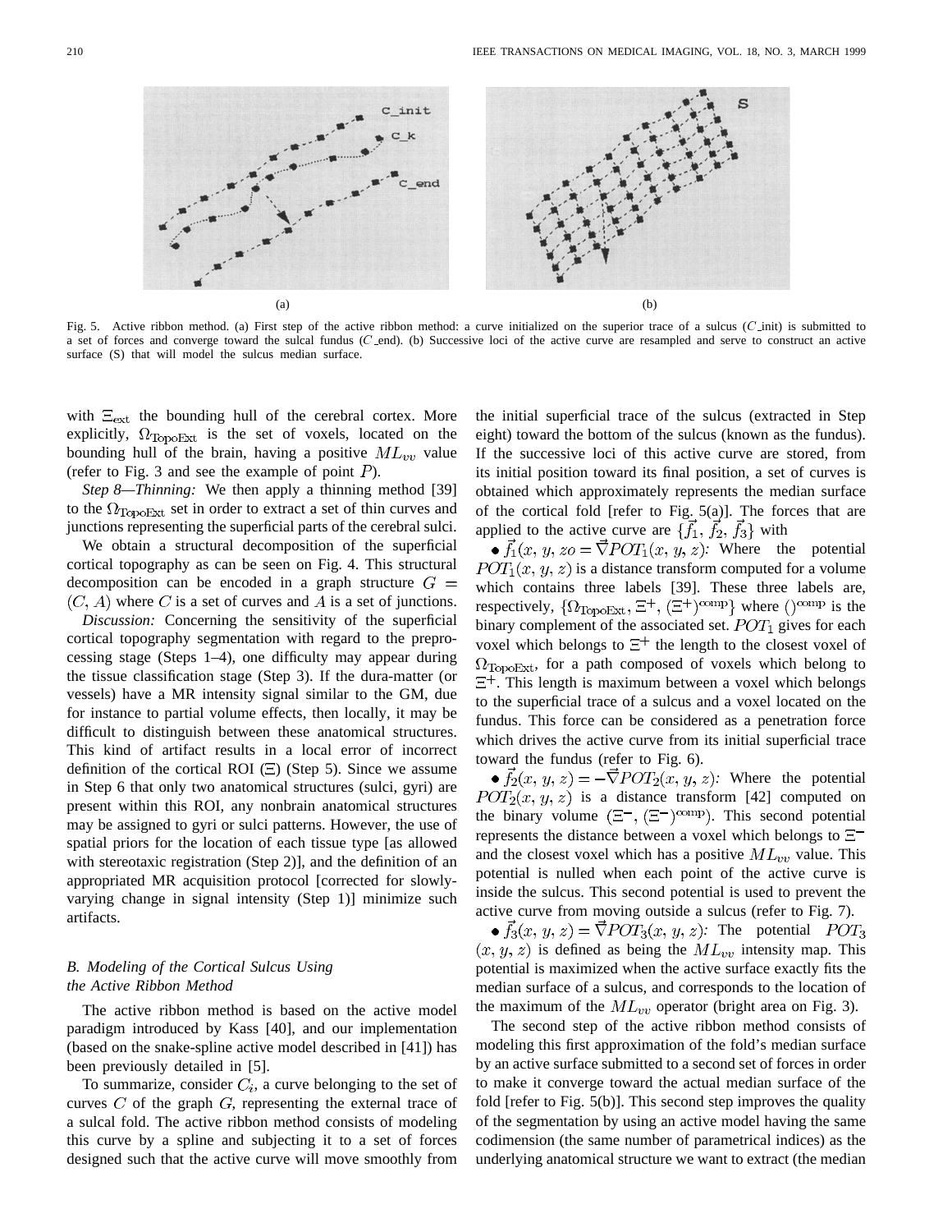Fig. 5. Active ribbon method. (a) First step of the active ribbon method: a curve initialized on the superior trace of a sulcus ($C$\_init) is submitted to a set of forces and converge toward the sulcal fundus ($C$\_end). (b) Successive loci of the active curve are resampled and serve to construct an active surface (S) that will model the sulcus median surface.

with $\Xi_{\text{ext}}$ the bounding hull of the cerebral cortex. More explicitly, $\Omega_{\text{TopoExt}}$ is the set of voxels, located on the bounding hull of the brain, having a positive $ML_{vv}$ value (refer to Fig. 3 and see the example of point $P$).

*Step 8—Thinning:* We then apply a thinning method [39] to the $\Omega_{\text{TopoExt}}$ set in order to extract a set of thin curves and junctions representing the superficial parts of the cerebral sulci.

We obtain a structural decomposition of the superficial cortical topography as can be seen on Fig. 4. This structural decomposition can be encoded in a graph structure $G = (C, A)$ where $C$ is a set of curves and $A$ is a set of junctions.

*Discussion:* Concerning the sensitivity of the superficial cortical topography segmentation with regard to the preprocessing stage (Steps 1–4), one difficulty may appear during the tissue classification stage (Step 3). If the dura-matter (or vessels) have a MR intensity signal similar to the GM, due for instance to partial volume effects, then locally, it may be difficult to distinguish between these anatomical structures. This kind of artifact results in a local error of incorrect definition of the cortical ROI ($\Xi$) (Step 5). Since we assume in Step 6 that only two anatomical structures (sulci, gyri) are present within this ROI, any nonbrain anatomical structures may be assigned to gyri or sulci patterns. However, the use of spatial priors for the location of each tissue type [as allowed with stereotaxic registration (Step 2)], and the definition of an appropriated MR acquisition protocol [corrected for slowly-varying change in signal intensity (Step 1)] minimize such artifacts.

### B. Modeling of the Cortical Sulcus Using the Active Ribbon Method

The active ribbon method is based on the active model paradigm introduced by Kass [40], and our implementation (based on the snake-spline active model described in [41]) has been previously detailed in [5].

To summarize, consider $C_i$, a curve belonging to the set of curves $C$ of the graph $G$, representing the external trace of a sulcal fold. The active ribbon method consists of modeling this curve by a spline and subjecting it to a set of forces designed such that the active curve will move smoothly from the initial superficial trace of the sulcus (extracted in Step eight) toward the bottom of the sulcus (known as the fundus). If the successive loci of this active curve are stored, from its initial position toward its final position, a set of curves is obtained which approximately represents the median surface of the cortical fold [refer to Fig. 5(a)]. The forces that are applied to the active curve are $\{\vec{f}_1, \vec{f}_2, \vec{f}_3\}$ with

- $\vec{f}_1(x, y, zo = \vec{\nabla} POT_1(x, y, z)$: Where the potential $POT_1(x, y, z)$ is a distance transform computed for a volume which contains three labels [39]. These three labels are, respectively, $\{\Omega_{\text{TopoExt}}, \Xi^+, (\Xi^+)^{\text{comp}}\}$ where $()^{\text{comp}}$ is the binary complement of the associated set. $POT_1$ gives for each voxel which belongs to $\Xi^+$ the length to the closest voxel of $\Omega_{\text{TopoExt}}$, for a path composed of voxels which belong to $\Xi^+$. This length is maximum between a voxel which belongs to the superficial trace of a sulcus and a voxel located on the fundus. This force can be considered as a penetration force which drives the active curve from its initial superficial trace toward the fundus (refer to Fig. 6).
- $\vec{f}_2(x, y, z) = -\vec{\nabla} POT_2(x, y, z)$: Where the potential $POT_2(x, y, z)$ is a distance transform [42] computed on the binary volume $(\Xi^-, (\Xi^-)^{\text{comp}})$. This second potential represents the distance between a voxel which belongs to $\Xi^-$ and the closest voxel which has a positive $ML_{vv}$ value. This potential is nulled when each point of the active curve is inside the sulcus. This second potential is used to prevent the active curve from moving outside a sulcus (refer to Fig. 7).
- $\vec{f}_3(x, y, z) = \vec{\nabla} POT_3(x, y, z)$: The potential $POT_3(x, y, z)$ is defined as being the $ML_{vv}$ intensity map. This potential is maximized when the active surface exactly fits the median surface of a sulcus, and corresponds to the location of the maximum of the $ML_{vv}$ operator (bright area on Fig. 3).

The second step of the active ribbon method consists of modeling this first approximation of the fold's median surface by an active surface submitted to a second set of forces in order to make it converge toward the actual median surface of the fold [refer to Fig. 5(b)]. This second step improves the quality of the segmentation by using an active model having the same codimension (the same number of parametrical indices) as the underlying anatomical structure we want to extract (the median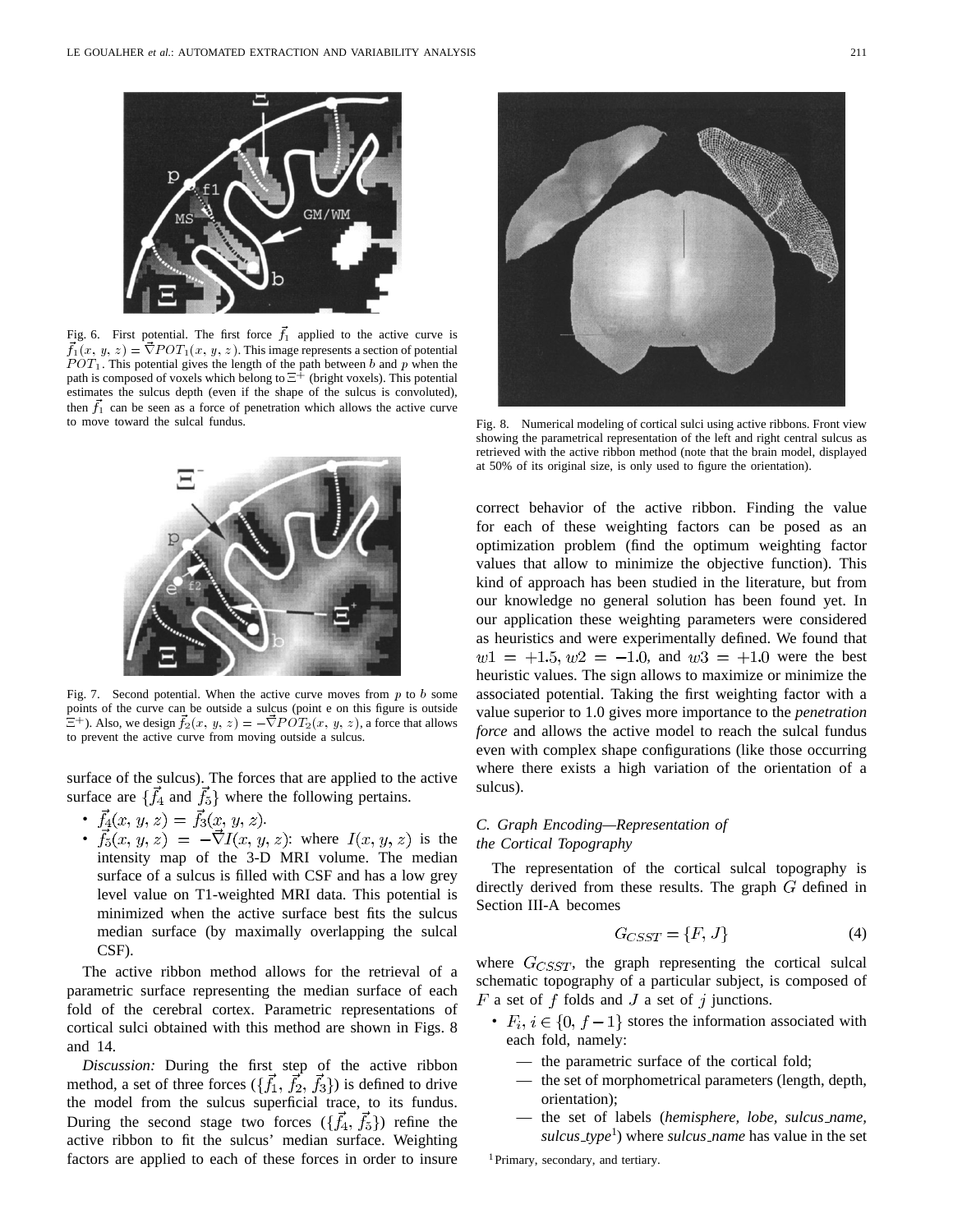Fig. 6. First potential. The first force $\vec{f_1}$ applied to the active curve is $\vec{f_1}(x, y, z) = \vec{\nabla} POT_1(x, y, z)$. This image represents a section of potential $POT_1$. This potential gives the length of the path between $b$ and $p$ when the path is composed of voxels which belong to $\Xi^+$ (bright voxels). This potential estimates the sulcus depth (even if the shape of the sulcus is convoluted), then $\vec{f_1}$ can be seen as a force of penetration which allows the active curve to move toward the sulcal fundus.

Fig. 7. Second potential. When the active curve moves from $p$ to $b$ some points of the curve can be outside a sulcus (point e on this figure is outside $\Xi^+$). Also, we design $\vec{f_2}(x, y, z) = -\vec{\nabla} POT_2(x, y, z)$, a force that allows to prevent the active curve from moving outside a sulcus.

surface of the sulcus). The forces that are applied to the active surface are $\{\vec{f_4}$ and $\vec{f_5}\}$ where the following pertains.

- $\vec{f_4}(x, y, z) = \vec{f_3}(x, y, z)$.
- $\vec{f_5}(x, y, z) = -\vec{\nabla} I(x, y, z)$: where $I(x, y, z)$ is the intensity map of the 3-D MRI volume. The median surface of a sulcus is filled with CSF and has a low grey level value on T1-weighted MRI data. This potential is minimized when the active surface best fits the sulcus median surface (by maximally overlapping the sulcal CSF).

The active ribbon method allows for the retrieval of a parametric surface representing the median surface of each fold of the cerebral cortex. Parametric representations of cortical sulci obtained with this method are shown in Figs. 8 and 14.

*Discussion:* During the first step of the active ribbon method, a set of three forces ($\{\vec{f_1}, \vec{f_2}, \vec{f_3}\}$) is defined to drive the model from the sulcus superficial trace, to its fundus. During the second stage two forces ($\{\vec{f_4}, \vec{f_5}\}$) refine the active ribbon to fit the sulcus' median surface. Weighting factors are applied to each of these forces in order to insure correct behavior of the active ribbon. Finding the value for each of these weighting factors can be posed as an optimization problem (find the optimum weighting factor values that allow to minimize the objective function). This kind of approach has been studied in the literature, but from our knowledge no general solution has been found yet. In our application these weighting parameters were considered as heuristics and were experimentally defined. We found that $w1 = +1.5, w2 = -1.0$, and $w3 = +1.0$ were the best heuristic values. The sign allows to maximize or minimize the associated potential. Taking the first weighting factor with a value superior to 1.0 gives more importance to the *penetration force* and allows the active model to reach the sulcal fundus even with complex shape configurations (like those occurring where there exists a high variation of the orientation of a sulcus).

Fig. 8. Numerical modeling of cortical sulci using active ribbons. Front view showing the parametrical representation of the left and right central sulcus as retrieved with the active ribbon method (note that the brain model, displayed at 50% of its original size, is only used to figure the orientation).

### C. Graph Encoding—Representation of the Cortical Topography

The representation of the cortical sulcal topography is directly derived from these results. The graph $G$ defined in Section III-A becomes

$$G_{CSST} = \{F, J\} \tag{4}$$

where $G_{CSST}$, the graph representing the cortical sulcal schematic topography of a particular subject, is composed of $F$ a set of $f$ folds and $J$ a set of $j$ junctions.

- $F_i, i \in \{0, f-1\}$ stores the information associated with each fold, namely:
  - the parametric surface of the cortical fold;
  - the set of morphometrical parameters (length, depth, orientation);
  - the set of labels (*hemisphere, lobe, sulcus_name, sulcus_type*[1]) where *sulcus_name* has value in the set

[1] Primary, secondary, and tertiary.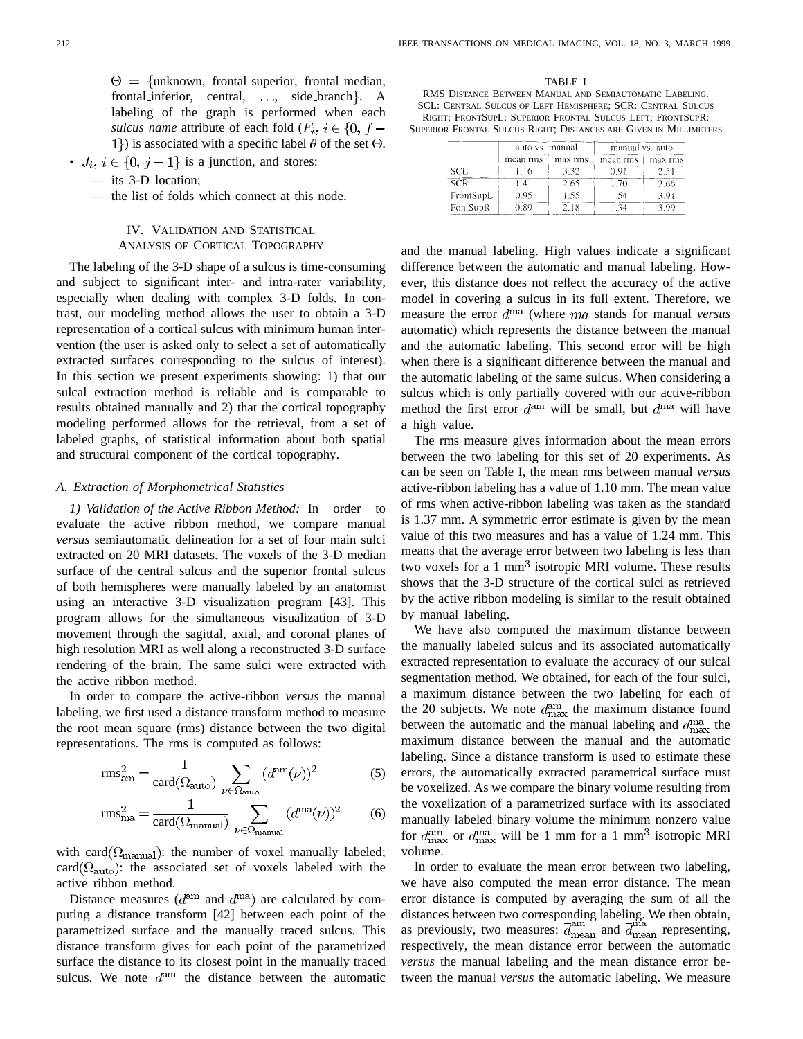$\Theta = \{$unknown, frontal_superior, frontal_median, frontal_inferior, central, $\ldots$, side_branch$\}$. A labeling of the graph is performed when each *sulcus_name* attribute of each fold ($F_i, i \in \{0, f-1\}$) is associated with a specific label $\theta$ of the set $\Theta$.

- $J_i, i \in \{0, j-1\}$ is a junction, and stores:
  - its 3-D location;
  - the list of folds which connect at this node.

## IV. Validation and Statistical Analysis of Cortical Topography

The labeling of the 3-D shape of a sulcus is time-consuming and subject to significant inter- and intra-rater variability, especially when dealing with complex 3-D folds. In contrast, our modeling method allows the user to obtain a 3-D representation of a cortical sulcus with minimum human intervention (the user is asked only to select a set of automatically extracted surfaces corresponding to the sulcus of interest). In this section we present experiments showing: 1) that our sulcal extraction method is reliable and is comparable to results obtained manually and 2) that the cortical topography modeling performed allows for the retrieval, from a set of labeled graphs, of statistical information about both spatial and structural component of the cortical topography.

### A. Extraction of Morphometrical Statistics

*1) Validation of the Active Ribbon Method:* In order to evaluate the active ribbon method, we compare manual *versus* semiautomatic delineation for a set of four main sulci extracted on 20 MRI datasets. The voxels of the 3-D median surface of the central sulcus and the superior frontal sulcus of both hemispheres were manually labeled by an anatomist using an interactive 3-D visualization program [43]. This program allows for the simultaneous visualization of 3-D movement through the sagittal, axial, and coronal planes of high resolution MRI as well along a reconstructed 3-D surface rendering of the brain. The same sulci were extracted with the active ribbon method.

In order to compare the active-ribbon *versus* the manual labeling, we first used a distance transform method to measure the root mean square (rms) distance between the two digital representations. The rms is computed as follows:

$$\text{rms}_{\text{am}}^2 = \frac{1}{\text{card}(\Omega_{\text{auto}})} \sum_{\nu \in \Omega_{\text{auto}}} (d^{\text{am}}(\nu))^2 \quad (5)$$

$$\text{rms}_{\text{ma}}^2 = \frac{1}{\text{card}(\Omega_{\text{manual}})} \sum_{\nu \in \Omega_{\text{manual}}} (d^{\text{ma}}(\nu))^2 \quad (6)$$

with card($\Omega_{\text{manual}}$): the number of voxel manually labeled; card($\Omega_{\text{auto}}$): the associated set of voxels labeled with the active ribbon method.

Distance measures ($d^{\text{am}}$ and $d^{\text{ma}}$) are calculated by computing a distance transform [42] between each point of the parametrized surface and the manually traced sulcus. This distance transform gives for each point of the parametrized surface the distance to its closest point in the manually traced sulcus. We note $d^{\text{am}}$ the distance between the automatic and the manual labeling. High values indicate a significant difference between the automatic and manual labeling. However, this distance does not reflect the accuracy of the active model in covering a sulcus in its full extent. Therefore, we measure the error $d^{\text{ma}}$ (where $ma$ stands for manual *versus* automatic) which represents the distance between the manual and the automatic labeling. This second error will be high when there is a significant difference between the manual and the automatic labeling of the same sulcus. When considering a sulcus which is only partially covered with our active-ribbon method the first error $d^{\text{am}}$ will be small, but $d^{\text{ma}}$ will have a high value.

TABLE I
RMS Distance Between Manual and Semiautomatic Labeling. SCL: Central Sulcus of Left Hemisphere; SCR: Central Sulcus Right; FrontSupL: Superior Frontal Sulcus Left; FrontSupR: Superior Frontal Sulcus Right; Distances are Given in Millimeters

| | auto vs. manual | | manual vs. auto | |
|---|---|---|---|---|
| | mean rms | max rms | mean rms | max rms |
| SCL | 1.16 | 3.32 | 0.91 | 2.51 |
| SCR | 1.41 | 2.65 | 1.70 | 2.66 |
| FrontSupL | 0.95 | 1.55 | 1.54 | 3.91 |
| FontSupR | 0.89 | 2.18 | 1.34 | 3.99 |

The rms measure gives information about the mean errors between the two labeling for this set of 20 experiments. As can be seen on Table I, the mean rms between manual *versus* active-ribbon labeling has a value of 1.10 mm. The mean value of rms when active-ribbon labeling was taken as the standard is 1.37 mm. A symmetric error estimate is given by the mean value of this two measures and has a value of 1.24 mm. This means that the average error between two labeling is less than two voxels for a 1 mm$^3$ isotropic MRI volume. These results shows that the 3-D structure of the cortical sulci as retrieved by the active ribbon modeling is similar to the result obtained by manual labeling.

We have also computed the maximum distance between the manually labeled sulcus and its associated automatically extracted representation to evaluate the accuracy of our sulcal segmentation method. We obtained, for each of the four sulci, a maximum distance between the two labeling for each of the 20 subjects. We note $d^{\text{am}}_{\text{max}}$ the maximum distance found between the automatic and the manual labeling and $d^{\text{ma}}_{\text{max}}$ the maximum distance between the manual and the automatic labeling. Since a distance transform is used to estimate these errors, the automatically extracted parametrical surface must be voxelized. As we compare the binary volume resulting from the voxelization of a parametrized surface with its associated manually labeled binary volume the minimum nonzero value for $d^{\text{am}}_{\text{max}}$ or $d^{\text{ma}}_{\text{max}}$ will be 1 mm for a 1 mm$^3$ isotropic MRI volume.

In order to evaluate the mean error between two labeling, we have also computed the mean error distance. The mean error distance is computed by averaging the sum of all the distances between two corresponding labeling. We then obtain, as previously, two measures: $\overline{d}^{\text{am}}_{\text{mean}}$ and $\overline{d}^{\text{ma}}_{\text{mean}}$ representing, respectively, the mean distance error between the automatic *versus* the manual labeling and the mean distance error between the manual *versus* the automatic labeling. We measure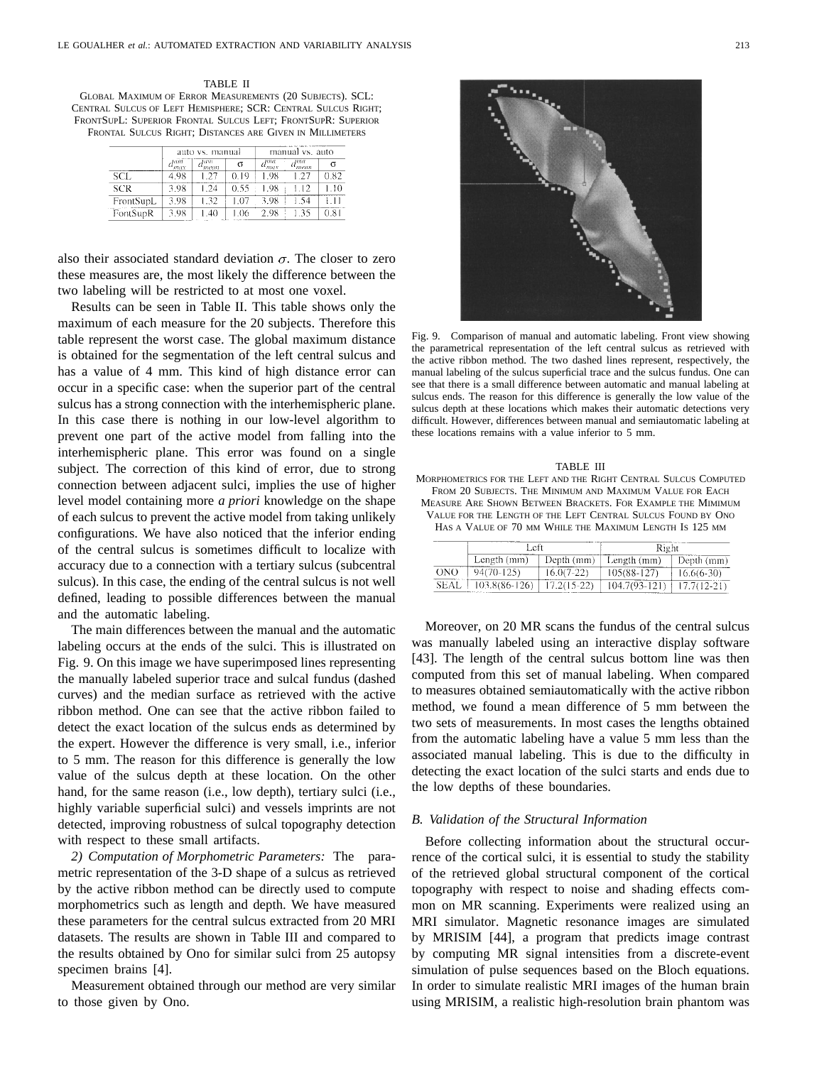TABLE II
GLOBAL MAXIMUM OF ERROR MEASUREMENTS (20 SUBJECTS). SCL: CENTRAL SULCUS OF LEFT HEMISPHERE; SCR: CENTRAL SULCUS RIGHT; FRONTSUPL: SUPERIOR FRONTAL SULCUS LEFT; FRONTSUPR: SUPERIOR FRONTAL SULCUS RIGHT; DISTANCES ARE GIVEN IN MILLIMETERS

| | auto vs. manual | | | manual vs. auto | | |
|---|---|---|---|---|---|---|
| | $d_{max}^{am}$ | $d_{mean}^{am}$ | σ | $d_{max}^{ma}$ | $d_{mean}^{ma}$ | σ |
| SCL | 4.98 | 1.27 | 0.19 | 1.98 | 1.27 | 0.82 |
| SCR | 3.98 | 1.24 | 0.55 | 1.98 | 1.12 | 1.10 |
| FrontSupL | 3.98 | 1.32 | 1.07 | 3.98 | 1.54 | 1.11 |
| FontSupR | 3.98 | 1.40 | 1.06 | 2.98 | 1.35 | 0.81 |

also their associated standard deviation $\sigma$. The closer to zero these measures are, the most likely the difference between the two labeling will be restricted to at most one voxel.

Results can be seen in Table II. This table shows only the maximum of each measure for the 20 subjects. Therefore this table represent the worst case. The global maximum distance is obtained for the segmentation of the left central sulcus and has a value of 4 mm. This kind of high distance error can occur in a specific case: when the superior part of the central sulcus has a strong connection with the interhemispheric plane. In this case there is nothing in our low-level algorithm to prevent one part of the active model from falling into the interhemispheric plane. This error was found on a single subject. The correction of this kind of error, due to strong connection between adjacent sulci, implies the use of higher level model containing more *a priori* knowledge on the shape of each sulcus to prevent the active model from taking unlikely configurations. We have also noticed that the inferior ending of the central sulcus is sometimes difficult to localize with accuracy due to a connection with a tertiary sulcus (subcentral sulcus). In this case, the ending of the central sulcus is not well defined, leading to possible differences between the manual and the automatic labeling.

The main differences between the manual and the automatic labeling occurs at the ends of the sulci. This is illustrated on Fig. 9. On this image we have superimposed lines representing the manually labeled superior trace and sulcal fundus (dashed curves) and the median surface as retrieved with the active ribbon method. One can see that the active ribbon failed to detect the exact location of the sulcus ends as determined by the expert. However the difference is very small, i.e., inferior to 5 mm. The reason for this difference is generally the low value of the sulcus depth at these location. On the other hand, for the same reason (i.e., low depth), tertiary sulci (i.e., highly variable superficial sulci) and vessels imprints are not detected, improving robustness of sulcal topography detection with respect to these small artifacts.

*2) Computation of Morphometric Parameters:* The parametric representation of the 3-D shape of a sulcus as retrieved by the active ribbon method can be directly used to compute morphometrics such as length and depth. We have measured these parameters for the central sulcus extracted from 20 MRI datasets. The results are shown in Table III and compared to the results obtained by Ono for similar sulci from 25 autopsy specimen brains [4].

Measurement obtained through our method are very similar to those given by Ono.

Fig. 9. Comparison of manual and automatic labeling. Front view showing the parametrical representation of the left central sulcus as retrieved with the active ribbon method. The two dashed lines represent, respectively, the manual labeling of the sulcus superficial trace and the sulcus fundus. One can see that there is a small difference between automatic and manual labeling at sulcus ends. The reason for this difference is generally the low value of the sulcus depth at these locations which makes their automatic detections very difficult. However, differences between manual and semiautomatic labeling at these locations remains with a value inferior to 5 mm.

TABLE III
MORPHOMETRICS FOR THE LEFT AND THE RIGHT CENTRAL SULCUS COMPUTED FROM 20 SUBJECTS. THE MINIMUM AND MAXIMUM VALUE FOR EACH MEASURE ARE SHOWN BETWEEN BRACKETS. FOR EXAMPLE THE MIMIMUM VALUE FOR THE LENGTH OF THE LEFT CENTRAL SULCUS FOUND BY ONO HAS A VALUE OF 70 MM WHILE THE MAXIMUM LENGTH IS 125 MM

| | Left | | Right | |
|---|---|---|---|---|
| | Length (mm) | Depth (mm) | Length (mm) | Depth (mm) |
| ONO | 94(70-125) | 16.0(7-22) | 105(88-127) | 16.6(6-30) |
| SEAL | 103.8(86-126) | 17.2(15-22) | 104.7(93-121) | 17.7(12-21) |

Moreover, on 20 MR scans the fundus of the central sulcus was manually labeled using an interactive display software [43]. The length of the central sulcus bottom line was then computed from this set of manual labeling. When compared to measures obtained semiautomatically with the active ribbon method, we found a mean difference of 5 mm between the two sets of measurements. In most cases the lengths obtained from the automatic labeling have a value 5 mm less than the associated manual labeling. This is due to the difficulty in detecting the exact location of the sulci starts and ends due to the low depths of these boundaries.

### B. Validation of the Structural Information

Before collecting information about the structural occurrence of the cortical sulci, it is essential to study the stability of the retrieved global structural component of the cortical topography with respect to noise and shading effects common on MR scanning. Experiments were realized using an MRI simulator. Magnetic resonance images are simulated by MRISIM [44], a program that predicts image contrast by computing MR signal intensities from a discrete-event simulation of pulse sequences based on the Bloch equations. In order to simulate realistic MRI images of the human brain using MRISIM, a realistic high-resolution brain phantom was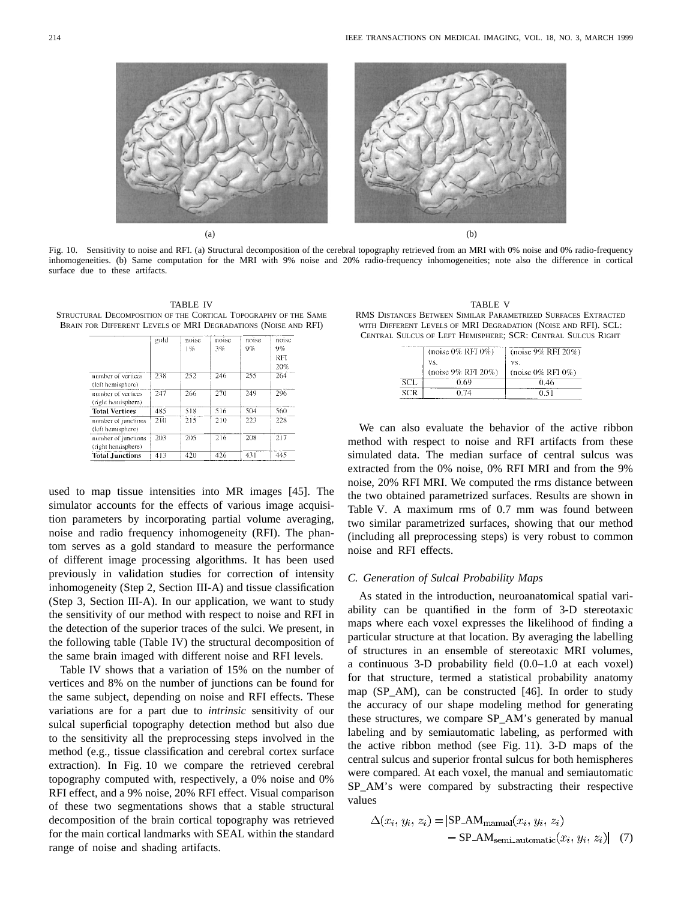(a)

(b)

Fig. 10. Sensitivity to noise and RFI. (a) Structural decomposition of the cerebral topography retrieved from an MRI with 0% noise and 0% radio-frequency inhomogeneities. (b) Same computation for the MRI with 9% noise and 20% radio-frequency inhomogeneities; note also the difference in cortical surface due to these artifacts.

TABLE IV
STRUCTURAL DECOMPOSITION OF THE CORTICAL TOPOGRAPHY OF THE SAME BRAIN FOR DIFFERENT LEVELS OF MRI DEGRADATIONS (NOISE AND RFI)

| | gold | noise 1% | noise 3% | noise 9% | noise 9% RFI 20% |
|---|---|---|---|---|---|
| number of vertices (left hemisphere) | 238 | 252 | 246 | 255 | 264 |
| number of vertices (right hemisphere) | 247 | 266 | 270 | 249 | 296 |
| **Total Vertices** | 485 | 518 | 516 | 504 | 560 |
| number of junctions (left hemisphere) | 210 | 215 | 210 | 223 | 228 |
| number of junctions (right hemisphere) | 203 | 205 | 216 | 208 | 217 |
| **Total Junctions** | 413 | 420 | 426 | 431 | 445 |

used to map tissue intensities into MR images [45]. The simulator accounts for the effects of various image acquisition parameters by incorporating partial volume averaging, noise and radio frequency inhomogeneity (RFI). The phantom serves as a gold standard to measure the performance of different image processing algorithms. It has been used previously in validation studies for correction of intensity inhomogeneity (Step 2, Section III-A) and tissue classification (Step 3, Section III-A). In our application, we want to study the sensitivity of our method with respect to noise and RFI in the detection of the superior traces of the sulci. We present, in the following table (Table IV) the structural decomposition of the same brain imaged with different noise and RFI levels.

Table IV shows that a variation of 15% on the number of vertices and 8% on the number of junctions can be found for the same subject, depending on noise and RFI effects. These variations are for a part due to *intrinsic* sensitivity of our sulcal superficial topography detection method but also due to the sensitivity all the preprocessing steps involved in the method (e.g., tissue classification and cerebral cortex surface extraction). In Fig. 10 we compare the retrieved cerebral topography computed with, respectively, a 0% noise and 0% RFI effect, and a 9% noise, 20% RFI effect. Visual comparison of these two segmentations shows that a stable structural decomposition of the brain cortical topography was retrieved for the main cortical landmarks with SEAL within the standard range of noise and shading artifacts.

TABLE V
RMS DISTANCES BETWEEN SIMILAR PARAMETRIZED SURFACES EXTRACTED WITH DIFFERENT LEVELS OF MRI DEGRADATION (NOISE AND RFI). SCL: CENTRAL SULCUS OF LEFT HEMISPHERE; SCR: CENTRAL SULCUS RIGHT

| | (noise 0% RFI 0%) vs. (noise 9% RFI 20%) | (noise 9% RFI 20%) vs. (noise 0% RFI 0%) |
|---|---|---|
| SCL | 0.69 | 0.46 |
| SCR | 0.74 | 0.51 |

We can also evaluate the behavior of the active ribbon method with respect to noise and RFI artifacts from these simulated data. The median surface of central sulcus was extracted from the 0% noise, 0% RFI MRI and from the 9% noise, 20% RFI MRI. We computed the rms distance between the two obtained parametrized surfaces. Results are shown in Table V. A maximum rms of 0.7 mm was found between two similar parametrized surfaces, showing that our method (including all preprocessing steps) is very robust to common noise and RFI effects.

### *C. Generation of Sulcal Probability Maps*

As stated in the introduction, neuroanatomical spatial variability can be quantified in the form of 3-D stereotaxic maps where each voxel expresses the likelihood of finding a particular structure at that location. By averaging the labelling of structures in an ensemble of stereotaxic MRI volumes, a continuous 3-D probability field (0.0–1.0 at each voxel) for that structure, termed a statistical probability anatomy map (SP_AM), can be constructed [46]. In order to study the accuracy of our shape modeling method for generating these structures, we compare SP_AM's generated by manual labeling and by semiautomatic labeling, as performed with the active ribbon method (see Fig. 11). 3-D maps of the central sulcus and superior frontal sulcus for both hemispheres were compared. At each voxel, the manual and semiautomatic SP_AM's were compared by substracting their respective values

$$\Delta(x_i, y_i, z_i) = |\text{SP\_AM}_{\text{manual}}(x_i, y_i, z_i) - \text{SP\_AM}_{\text{semi\_automatic}}(x_i, y_i, z_i)| \quad (7)$$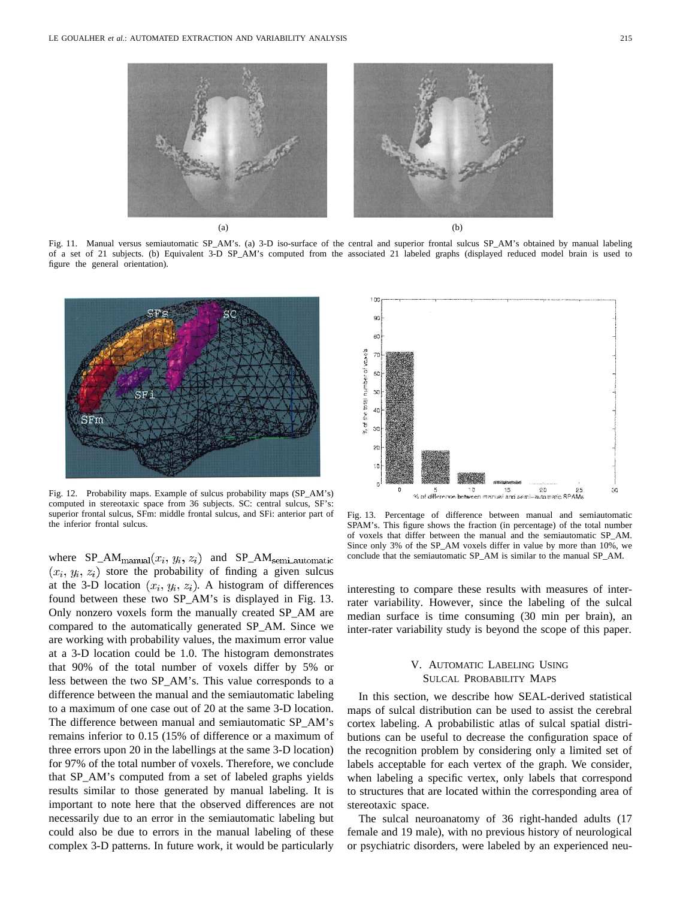(a)

(b)

Fig. 11. Manual versus semiautomatic SP_AM's. (a) 3-D iso-surface of the central and superior frontal sulcus SP_AM's obtained by manual labeling of a set of 21 subjects. (b) Equivalent 3-D SP_AM's computed from the associated 21 labeled graphs (displayed reduced model brain is used to figure the general orientation).

Fig. 12. Probability maps. Example of sulcus probability maps (SP_AM's) computed in stereotaxic space from 36 subjects. SC: central sulcus, SF's: superior frontal sulcus, SFm: middle frontal sulcus, and SFi: anterior part of the inferior frontal sulcus.

where $\text{SP\_AM}_{\text{manual}}(x_i, y_i, z_i)$ and $\text{SP\_AM}_{\text{semi\_automatic}}(x_i, y_i, z_i)$ store the probability of finding a given sulcus at the 3-D location $(x_i, y_i, z_i)$. A histogram of differences found between these two SP_AM's is displayed in Fig. 13. Only nonzero voxels form the manually created SP_AM are compared to the automatically generated SP_AM. Since we are working with probability values, the maximum error value at a 3-D location could be 1.0. The histogram demonstrates that 90% of the total number of voxels differ by 5% or less between the two SP_AM's. This value corresponds to a difference between the manual and the semiautomatic labeling to a maximum of one case out of 20 at the same 3-D location. The difference between manual and semiautomatic SP_AM's remains inferior to 0.15 (15% of difference or a maximum of three errors upon 20 in the labellings at the same 3-D location) for 97% of the total number of voxels. Therefore, we conclude that SP_AM's computed from a set of labeled graphs yields results similar to those generated by manual labeling. It is important to note here that the observed differences are not necessarily due to an error in the semiautomatic labeling but could also be due to errors in the manual labeling of these complex 3-D patterns. In future work, it would be particularly

Fig. 13. Percentage of difference between manual and semiautomatic SPAM's. This figure shows the fraction (in percentage) of the total number of voxels that differ between the manual and the semiautomatic SP_AM. Since only 3% of the SP_AM voxels differ in value by more than 10%, we conclude that the semiautomatic SP_AM is similar to the manual SP_AM.

interesting to compare these results with measures of inter-rater variability. However, since the labeling of the sulcal median surface is time consuming (30 min per brain), an inter-rater variability study is beyond the scope of this paper.

## V. Automatic Labeling Using Sulcal Probability Maps

In this section, we describe how SEAL-derived statistical maps of sulcal distribution can be used to assist the cerebral cortex labeling. A probabilistic atlas of sulcal spatial distributions can be useful to decrease the configuration space of the recognition problem by considering only a limited set of labels acceptable for each vertex of the graph. We consider, when labeling a specific vertex, only labels that correspond to structures that are located within the corresponding area of stereotaxic space.

The sulcal neuroanatomy of 36 right-handed adults (17 female and 19 male), with no previous history of neurological or psychiatric disorders, were labeled by an experienced neu-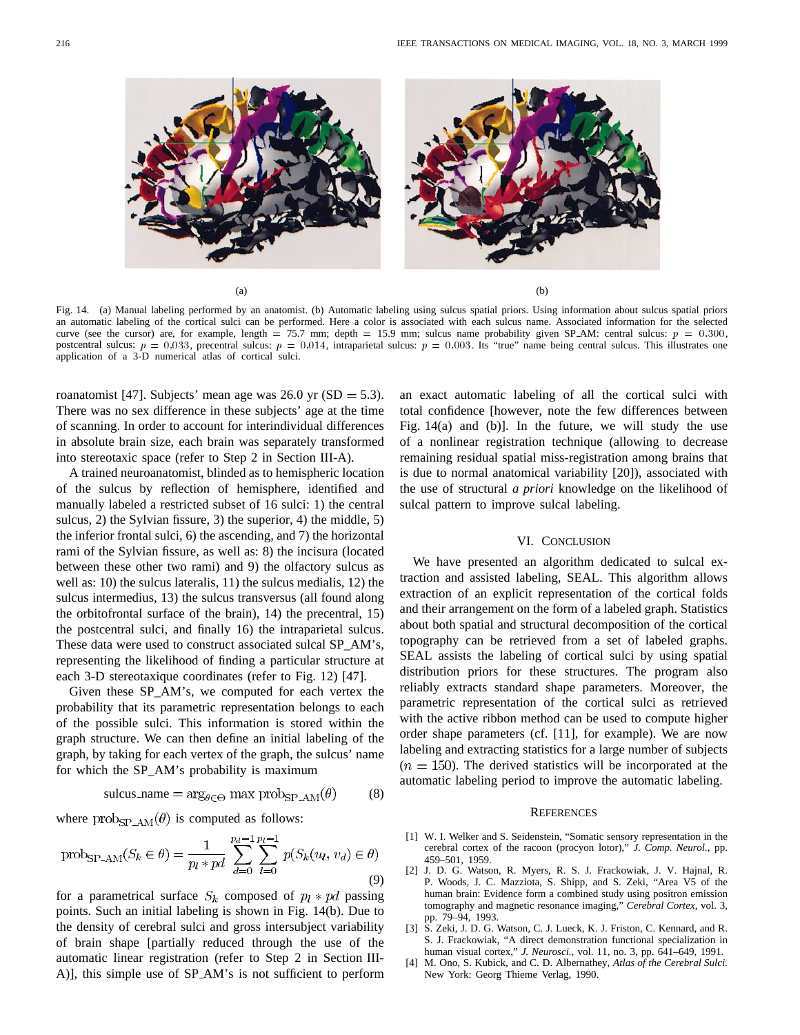(a)

(b)

Fig. 14. (a) Manual labeling performed by an anatomist. (b) Automatic labeling using sulcus spatial priors. Using information about sulcus spatial priors an automatic labeling of the cortical sulci can be performed. Here a color is associated with each sulcus name. Associated information for the selected curve (see the cursor) are, for example, length = 75.7 mm; depth = 15.9 mm; sulcus name probability given SP_AM: central sulcus: $p = 0.300$, postcentral sulcus: $p = 0.033$, precentral sulcus: $p = 0.014$, intraparietal sulcus: $p = 0.003$. Its "true" name being central sulcus. This illustrates one application of a 3-D numerical atlas of cortical sulci.

roanatomist [47]. Subjects' mean age was 26.0 yr (SD = 5.3). There was no sex difference in these subjects' age at the time of scanning. In order to account for interindividual differences in absolute brain size, each brain was separately transformed into stereotaxic space (refer to Step 2 in Section III-A).

A trained neuroanatomist, blinded as to hemispheric location of the sulcus by reflection of hemisphere, identified and manually labeled a restricted subset of 16 sulci: 1) the central sulcus, 2) the Sylvian fissure, 3) the superior, 4) the middle, 5) the inferior frontal sulci, 6) the ascending, and 7) the horizontal rami of the Sylvian fissure, as well as: 8) the incisura (located between these other two rami) and 9) the olfactory sulcus as well as: 10) the sulcus lateralis, 11) the sulcus medialis, 12) the sulcus intermedius, 13) the sulcus transversus (all found along the orbitofrontal surface of the brain), 14) the precentral, 15) the postcentral sulci, and finally 16) the intraparietal sulcus. These data were used to construct associated sulcal SP_AM's, representing the likelihood of finding a particular structure at each 3-D stereotaxique coordinates (refer to Fig. 12) [47].

Given these SP_AM's, we computed for each vertex the probability that its parametric representation belongs to each of the possible sulci. This information is stored within the graph structure. We can then define an initial labeling of the graph, by taking for each vertex of the graph, the sulcus' name for which the SP_AM's probability is maximum

$$\text{sulcus\_name} = \arg_{\theta \in \Theta} \max \text{prob}_{\text{SP\_AM}}(\theta) \tag{8}$$

where $\text{prob}_{\text{SP\_AM}}(\theta)$ is computed as follows:

$$\text{prob}_{\text{SP\_AM}}(S_k \in \theta) = \frac{1}{p_l * pd} \sum_{d=0}^{p_d - 1} \sum_{l=0}^{p_l - 1} p(S_k(u_l, v_d) \in \theta) \tag{9}$$

for a parametrical surface $S_k$ composed of $p_l * pd$ passing points. Such an initial labeling is shown in Fig. 14(b). Due to the density of cerebral sulci and gross intersubject variability of brain shape [partially reduced through the use of the automatic linear registration (refer to Step 2 in Section III-A)], this simple use of SP_AM's is not sufficient to perform an exact automatic labeling of all the cortical sulci with total confidence [however, note the few differences between Fig. 14(a) and (b)]. In the future, we will study the use of a nonlinear registration technique (allowing to decrease remaining residual spatial miss-registration among brains that is due to normal anatomical variability [20]), associated with the use of structural *a priori* knowledge on the likelihood of sulcal pattern to improve sulcal labeling.

## VI. Conclusion

We have presented an algorithm dedicated to sulcal extraction and assisted labeling, SEAL. This algorithm allows extraction of an explicit representation of the cortical folds and their arrangement on the form of a labeled graph. Statistics about both spatial and structural decomposition of the cortical topography can be retrieved from a set of labeled graphs. SEAL assists the labeling of cortical sulci by using spatial distribution priors for these structures. The program also reliably extracts standard shape parameters. Moreover, the parametric representation of the cortical sulci as retrieved with the active ribbon method can be used to compute higher order shape parameters (cf. [11], for example). We are now labeling and extracting statistics for a large number of subjects ($n = 150$). The derived statistics will be incorporated at the automatic labeling period to improve the automatic labeling.

## References

[1] W. I. Welker and S. Seidenstein, "Somatic sensory representation in the cerebral cortex of the racoon (procyon lotor)," *J. Comp. Neurol.*, pp. 459–501, 1959.

[2] J. D. G. Watson, R. Myers, R. S. J. Frackowiak, J. V. Hajnal, R. P. Woods, J. C. Mazziota, S. Shipp, and S. Zeki, "Area V5 of the human brain: Evidence form a combined study using positron emission tomography and magnetic resonance imaging," *Cerebral Cortex*, vol. 3, pp. 79–94, 1993.

[3] S. Zeki, J. D. G. Watson, C. J. Lueck, K. J. Friston, C. Kennard, and R. S. J. Frackowiak, "A direct demonstration functional specialization in human visual cortex," *J. Neurosci.*, vol. 11, no. 3, pp. 641–649, 1991.

[4] M. Ono, S. Kubick, and C. D. Albernathey, *Atlas of the Cerebral Sulci.* New York: Georg Thieme Verlag, 1990.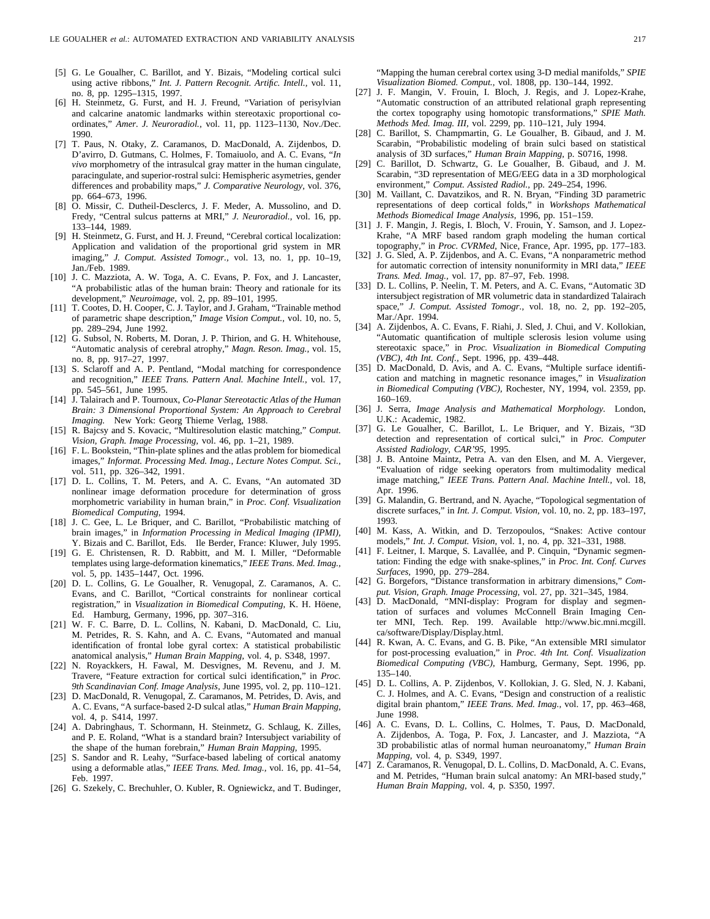[5] G. Le Goualher, C. Barillot, and Y. Bizais, "Modeling cortical sulci using active ribbons," *Int. J. Pattern Recognit. Artific. Intell.*, vol. 11, no. 8, pp. 1295–1315, 1997.

[6] H. Steinmetz, G. Furst, and H. J. Freund, "Variation of perisylvian and calcarine anatomic landmarks within stereotaxic proportional coordinates," *Amer. J. Neuroradiol.*, vol. 11, pp. 1123–1130, Nov./Dec. 1990.

[7] T. Paus, N. Otaky, Z. Caramanos, D. MacDonald, A. Zijdenbos, D. D'avirro, D. Gutmans, C. Holmes, F. Tomaiuolo, and A. C. Evans, "*In vivo* morphometry of the intrasulcal gray matter in the human cingulate, paracingulate, and superior-rostral sulci: Hemispheric asymetries, gender differences and probability maps," *J. Comparative Neurology*, vol. 376, pp. 664–673, 1996.

[8] O. Missir, C. Dutheil-Desclercs, J. F. Meder, A. Mussolino, and D. Fredy, "Central sulcus patterns at MRI," *J. Neuroradiol.*, vol. 16, pp. 133–144, 1989.

[9] H. Steinmetz, G. Furst, and H. J. Freund, "Cerebral cortical localization: Application and validation of the proportional grid system in MR imaging," *J. Comput. Assisted Tomogr.*, vol. 13, no. 1, pp. 10–19, Jan./Feb. 1989.

[10] J. C. Mazziota, A. W. Toga, A. C. Evans, P. Fox, and J. Lancaster, "A probabilistic atlas of the human brain: Theory and rationale for its development," *Neuroimage*, vol. 2, pp. 89–101, 1995.

[11] T. Cootes, D. H. Cooper, C. J. Taylor, and J. Graham, "Trainable method of parametric shape description," *Image Vision Comput.*, vol. 10, no. 5, pp. 289–294, June 1992.

[12] G. Subsol, N. Roberts, M. Doran, J. P. Thirion, and G. H. Whitehouse, "Automatic analysis of cerebral atrophy," *Magn. Reson. Imag.*, vol. 15, no. 8, pp. 917–27, 1997.

[13] S. Sclaroff and A. P. Pentland, "Modal matching for correspondence and recognition," *IEEE Trans. Pattern Anal. Machine Intell.*, vol. 17, pp. 545–561, June 1995.

[14] J. Talairach and P. Tournoux, *Co-Planar Stereotactic Atlas of the Human Brain: 3 Dimensional Proportional System: An Approach to Cerebral Imaging.* New York: Georg Thieme Verlag, 1988.

[15] R. Bajcsy and S. Kovacic, "Multiresolution elastic matching," *Comput. Vision, Graph. Image Processing*, vol. 46, pp. 1–21, 1989.

[16] F. L. Bookstein, "Thin-plate splines and the atlas problem for biomedical images," *Informat. Processing Med. Imag., Lecture Notes Comput. Sci.*, vol. 511, pp. 326–342, 1991.

[17] D. L. Collins, T. M. Peters, and A. C. Evans, "An automated 3D nonlinear image deformation procedure for determination of gross morphometric variability in human brain," in *Proc. Conf. Visualization Biomedical Computing*, 1994.

[18] J. C. Gee, L. Le Briquer, and C. Barillot, "Probabilistic matching of brain images," in *Information Processing in Medical Imaging (IPMI)*, Y. Bizais and C. Barillot, Eds. Ile Berder, France: Kluwer, July 1995.

[19] G. E. Christensen, R. D. Rabbitt, and M. I. Miller, "Deformable templates using large-deformation kinematics," *IEEE Trans. Med. Imag.*, vol. 5, pp. 1435–1447, Oct. 1996.

[20] D. L. Collins, G. Le Goualher, R. Venugopal, Z. Caramanos, A. C. Evans, and C. Barillot, "Cortical constraints for nonlinear cortical registration," in *Visualization in Biomedical Computing*, K. H. Höene, Ed. Hamburg, Germany, 1996, pp. 307–316.

[21] W. F. C. Barre, D. L. Collins, N. Kabani, D. MacDonald, C. Liu, M. Petrides, R. S. Kahn, and A. C. Evans, "Automated and manual identification of frontal lobe gyral cortex: A statistical probabilistic anatomical analysis," *Human Brain Mapping*, vol. 4, p. S348, 1997.

[22] N. Royackkers, H. Fawal, M. Desvignes, M. Revenu, and J. M. Travere, "Feature extraction for cortical sulci identification," in *Proc. 9th Scandinavian Conf. Image Analysis*, June 1995, vol. 2, pp. 110–121.

[23] D. MacDonald, R. Venugopal, Z. Caramanos, M. Petrides, D. Avis, and A. C. Evans, "A surface-based 2-D sulcal atlas," *Human Brain Mapping*, vol. 4, p. S414, 1997.

[24] A. Dabringhaus, T. Schormann, H. Steinmetz, G. Schlaug, K. Zilles, and P. E. Roland, "What is a standard brain? Intersubject variability of the shape of the human forebrain," *Human Brain Mapping*, 1995.

[25] S. Sandor and R. Leahy, "Surface-based labeling of cortical anatomy using a deformable atlas," *IEEE Trans. Med. Imag.*, vol. 16, pp. 41–54, Feb. 1997.

[26] G. Szekely, C. Brechuhler, O. Kubler, R. Ogniewickz, and T. Budinger, "Mapping the human cerebral cortex using 3-D medial manifolds," *SPIE Visualization Biomed. Comput.*, vol. 1808, pp. 130–144, 1992.

[27] J. F. Mangin, V. Frouin, I. Bloch, J. Regis, and J. Lopez-Krahe, "Automatic construction of an attributed relational graph representing the cortex topography using homotopic transformations," *SPIE Math. Methods Med. Imag. III*, vol. 2299, pp. 110–121, July 1994.

[28] C. Barillot, S. Champmartin, G. Le Goualher, B. Gibaud, and J. M. Scarabin, "Probabilistic modeling of brain sulci based on statistical analysis of 3D surfaces," *Human Brain Mapping*, p. S0716, 1998.

[29] C. Barillot, D. Schwartz, G. Le Goualher, B. Gibaud, and J. M. Scarabin, "3D representation of MEG/EEG data in a 3D morphological environment," *Comput. Assisted Radiol.*, pp. 249–254, 1996.

[30] M. Vaillant, C. Davatzikos, and R. N. Bryan, "Finding 3D parametric representations of deep cortical folds," in *Workshops Mathematical Methods Biomedical Image Analysis*, 1996, pp. 151–159.

[31] J. F. Mangin, J. Regis, I. Bloch, V. Frouin, Y. Samson, and J. Lopez-Krahe, "A MRF based random graph modeling the human cortical topography," in *Proc. CVRMed*, Nice, France, Apr. 1995, pp. 177–183.

[32] J. G. Sled, A. P. Zijdenbos, and A. C. Evans, "A nonparametric method for automatic correction of intensity nonuniformity in MRI data," *IEEE Trans. Med. Imag.*, vol. 17, pp. 87–97, Feb. 1998.

[33] D. L. Collins, P. Neelin, T. M. Peters, and A. C. Evans, "Automatic 3D intersubject registration of MR volumetric data in standardized Talairach space," *J. Comput. Assisted Tomogr.*, vol. 18, no. 2, pp. 192–205, Mar./Apr. 1994.

[34] A. Zijdenbos, A. C. Evans, F. Riahi, J. Sled, J. Chui, and V. Kollokian, "Automatic quantification of multiple sclerosis lesion volume using stereotaxic space," in *Proc. Visualization in Biomedical Computing (VBC), 4th Int. Conf.*, Sept. 1996, pp. 439–448.

[35] D. MacDonald, D. Avis, and A. C. Evans, "Multiple surface identification and matching in magnetic resonance images," in *Visualization in Biomedical Computing (VBC)*, Rochester, NY, 1994, vol. 2359, pp. 160–169.

[36] J. Serra, *Image Analysis and Mathematical Morphology.* London, U.K.: Academic, 1982.

[37] G. Le Goualher, C. Barillot, L. Le Briquer, and Y. Bizais, "3D detection and representation of cortical sulci," in *Proc. Computer Assisted Radiology, CAR'95*, 1995.

[38] J. B. Antoine Maintz, Petra A. van den Elsen, and M. A. Viergever, "Evaluation of ridge seeking operators from multimodality medical image matching," *IEEE Trans. Pattern Anal. Machine Intell.*, vol. 18, Apr. 1996.

[39] G. Malandin, G. Bertrand, and N. Ayache, "Topological segmentation of discrete surfaces," in *Int. J. Comput. Vision*, vol. 10, no. 2, pp. 183–197, 1993.

[40] M. Kass, A. Witkin, and D. Terzopoulos, "Snakes: Active contour models," *Int. J. Comput. Vision*, vol. 1, no. 4, pp. 321–331, 1988.

[41] F. Leitner, I. Marque, S. Lavallée, and P. Cinquin, "Dynamic segmentation: Finding the edge with snake-splines," in *Proc. Int. Conf. Curves Surfaces*, 1990, pp. 279–284.

[42] G. Borgefors, "Distance transformation in arbitrary dimensions," *Comput. Vision, Graph. Image Processing*, vol. 27, pp. 321–345, 1984.

[43] D. MacDonald, "MNI-display: Program for display and segmentation of surfaces and volumes McConnell Brain Imaging Center MNI, Tech. Rep. 199. Available http://www.bic.mni.mcgill.ca/software/Display/Display.html.

[44] R. Kwan, A. C. Evans, and G. B. Pike, "An extensible MRI simulator for post-processing evaluation," in *Proc. 4th Int. Conf. Visualization Biomedical Computing (VBC)*, Hamburg, Germany, Sept. 1996, pp. 135–140.

[45] D. L. Collins, A. P. Zijdenbos, V. Kollokian, J. G. Sled, N. J. Kabani, C. J. Holmes, and A. C. Evans, "Design and construction of a realistic digital brain phantom," *IEEE Trans. Med. Imag.*, vol. 17, pp. 463–468, June 1998.

[46] A. C. Evans, D. L. Collins, C. Holmes, T. Paus, D. MacDonald, A. Zijdenbos, A. Toga, P. Fox, J. Lancaster, and J. Mazziota, "A 3D probabilistic atlas of normal human neuroanatomy," *Human Brain Mapping*, vol. 4, p. S349, 1997.

[47] Z. Caramanos, R. Venugopal, D. L. Collins, D. MacDonald, A. C. Evans, and M. Petrides, "Human brain sulcal anatomy: An MRI-based study," *Human Brain Mapping*, vol. 4, p. S350, 1997.